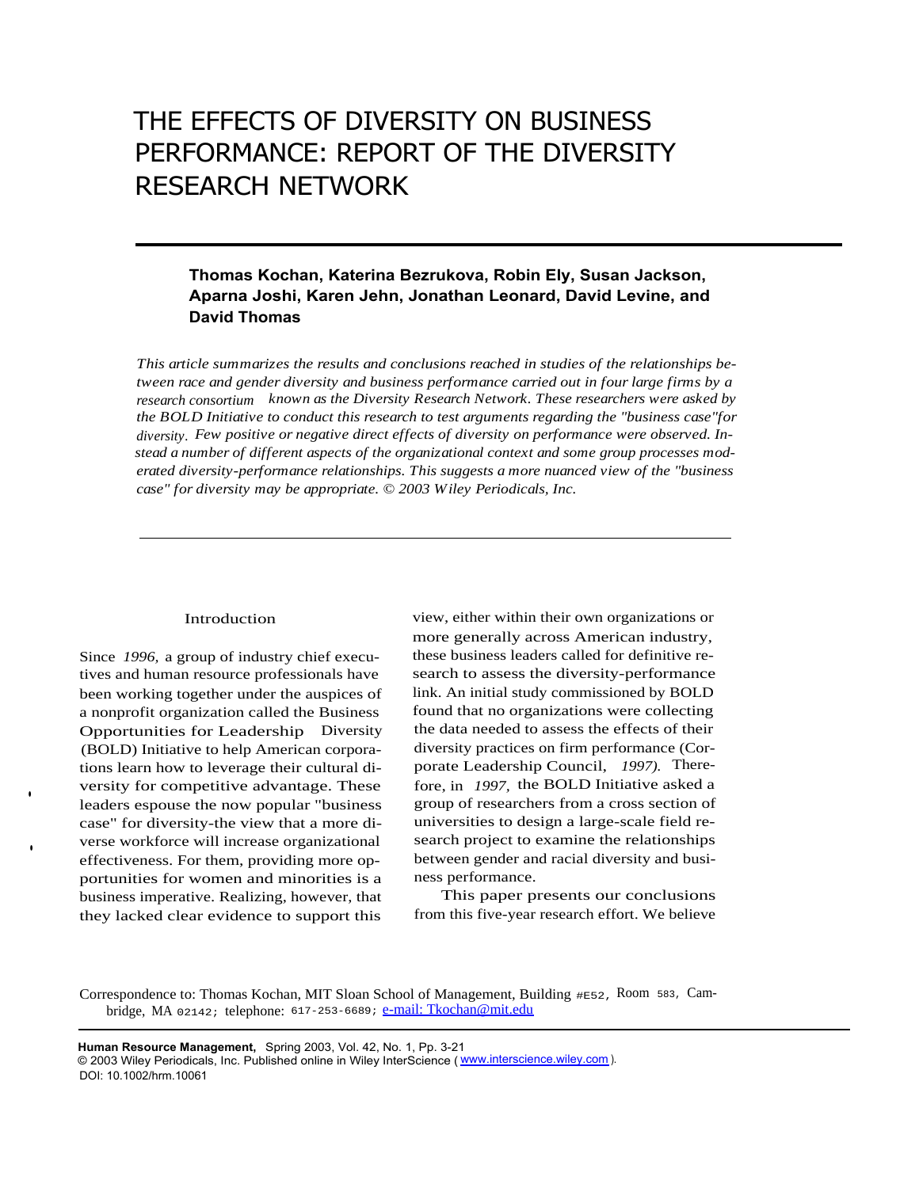# THE EFFECTS OF DIVERSITY ON BUSINESS PERFORMANCE: REPORT OF THE DIVERSITY RESEARCH NETWORK

**Thomas Kochan, Katerina Bezrukova, Robin Ely, Susan Jackson, Aparna Joshi, Karen Jehn, Jonathan Leonard, David Levine, and David Thomas**

*This article summarizes the results and conclusions reached in studies of the relationships between race and gender diversity and business performance carried out in four large firms by a research consortium known as the Diversity Research Network. These researchers were asked by the BOLD Initiative to conduct this research to test arguments regarding the "business case"for diversity. Few positive or negative direct effects of diversity on performance were observed. Instead a number of different aspects of the organizational context and some group processes moderated diversity-performance relationships. This suggests a more nuanced view of the "business case" for diversity may be appropriate. © 2003 Wiley Periodicals, Inc.*

## Introduction

Since *1996,* a group of industry chief executives and human resource professionals have been working together under the auspices of a nonprofit organization called the Business Opportunities for Leadership Diversity (BOLD) Initiative to help American corporations learn how to leverage their cultural diversity for competitive advantage. These leaders espouse the now popular "business case" for diversity-the view that a more diverse workforce will increase organizational effectiveness. For them, providing more opportunities for women and minorities is a business imperative. Realizing, however, that they lacked clear evidence to support this view, either within their own organizations or more generally across American industry, these business leaders called for definitive research to assess the diversity-performance link. An initial study commissioned by BOLD found that no organizations were collecting the data needed to assess the effects of their diversity practices on firm performance (Corporate Leadership Council, *1997).* Therefore, in *1997,* the BOLD Initiative asked a group of researchers from a cross section of universities to design a large-scale field research project to examine the relationships between gender and racial diversity and business performance.

This paper presents our conclusions from this five-year research effort. We believe

Correspondence to: Thomas Kochan, MIT Sloan School of Management, Building #E52, Room 583, Cambridge, MA 02142; telephone: 617-253-6689; e-mail: Tkochan@mit.edu

**Human Resource Management,** Spring 2003, Vol. 42, No. 1, Pp. 3-21
© 2003 Wiley Periodicals, Inc. Published online in Wiley InterScience (www.interscience.wiley.com).
DOI: 10.1002/hrm.10061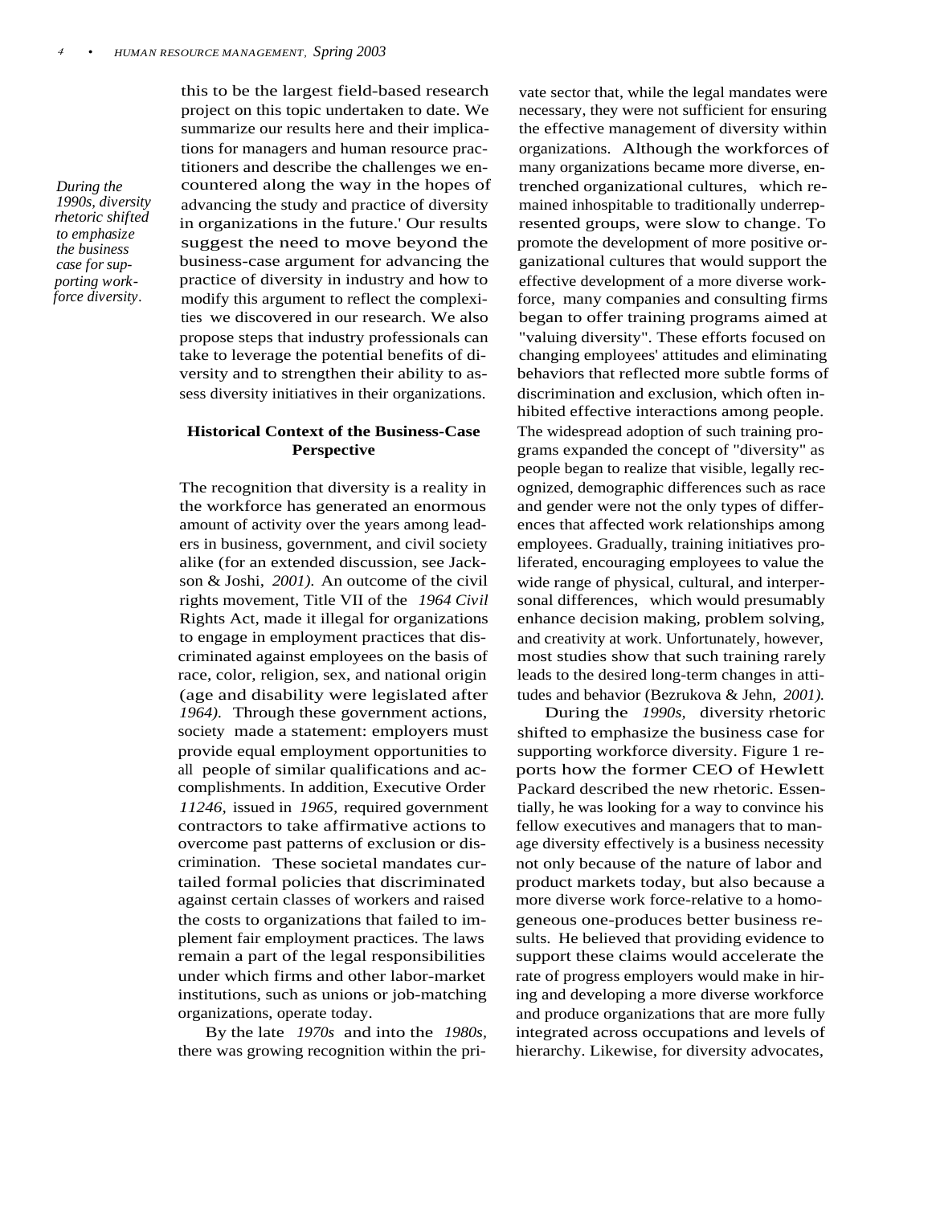this to be the largest field-based research project on this topic undertaken to date. We summarize our results here and their implications for managers and human resource practitioners and describe the challenges we encountered along the way in the hopes of advancing the study and practice of diversity in organizations in the future.' Our results suggest the need to move beyond the business-case argument for advancing the practice of diversity in industry and how to modify this argument to reflect the complexities we discovered in our research. We also propose steps that industry professionals can take to leverage the potential benefits of diversity and to strengthen their ability to assess diversity initiatives in their organizations.

*During the 1990s, diversity rhetoric shifted to emphasize the business case for supporting workforce diversity.*

## Historical Context of the Business-Case Perspective

The recognition that diversity is a reality in the workforce has generated an enormous amount of activity over the years among leaders in business, government, and civil society alike (for an extended discussion, see Jackson & Joshi, *2001)*. An outcome of the civil rights movement, Title VII of the *1964 Civil* Rights Act, made it illegal for organizations to engage in employment practices that discriminated against employees on the basis of race, color, religion, sex, and national origin (age and disability were legislated after *1964).* Through these government actions, society made a statement: employers must provide equal employment opportunities to all people of similar qualifications and accomplishments. In addition, Executive Order *11246,* issued in *1965,* required government contractors to take affirmative actions to overcome past patterns of exclusion or discrimination. These societal mandates curtailed formal policies that discriminated against certain classes of workers and raised the costs to organizations that failed to implement fair employment practices. The laws remain a part of the legal responsibilities under which firms and other labor-market institutions, such as unions or job-matching organizations, operate today.

By the late *1970s* and into the *1980s,* there was growing recognition within the private sector that, while the legal mandates were necessary, they were not sufficient for ensuring the effective management of diversity within organizations. Although the workforces of many organizations became more diverse, entrenched organizational cultures, which remained inhospitable to traditionally underrepresented groups, were slow to change. To promote the development of more positive organizational cultures that would support the effective development of a more diverse workforce, many companies and consulting firms began to offer training programs aimed at "valuing diversity". These efforts focused on changing employees' attitudes and eliminating behaviors that reflected more subtle forms of discrimination and exclusion, which often inhibited effective interactions among people. The widespread adoption of such training programs expanded the concept of "diversity" as people began to realize that visible, legally recognized, demographic differences such as race and gender were not the only types of differences that affected work relationships among employees. Gradually, training initiatives proliferated, encouraging employees to value the wide range of physical, cultural, and interpersonal differences, which would presumably enhance decision making, problem solving, and creativity at work. Unfortunately, however, most studies show that such training rarely leads to the desired long-term changes in attitudes and behavior (Bezrukova & Jehn, *2001).*

During the *1990s,* diversity rhetoric shifted to emphasize the business case for supporting workforce diversity. Figure 1 reports how the former CEO of Hewlett Packard described the new rhetoric. Essentially, he was looking for a way to convince his fellow executives and managers that to manage diversity effectively is a business necessity not only because of the nature of labor and product markets today, but also because a more diverse work force-relative to a homogeneous one-produces better business results. He believed that providing evidence to support these claims would accelerate the rate of progress employers would make in hiring and developing a more diverse workforce and produce organizations that are more fully integrated across occupations and levels of hierarchy. Likewise, for diversity advocates,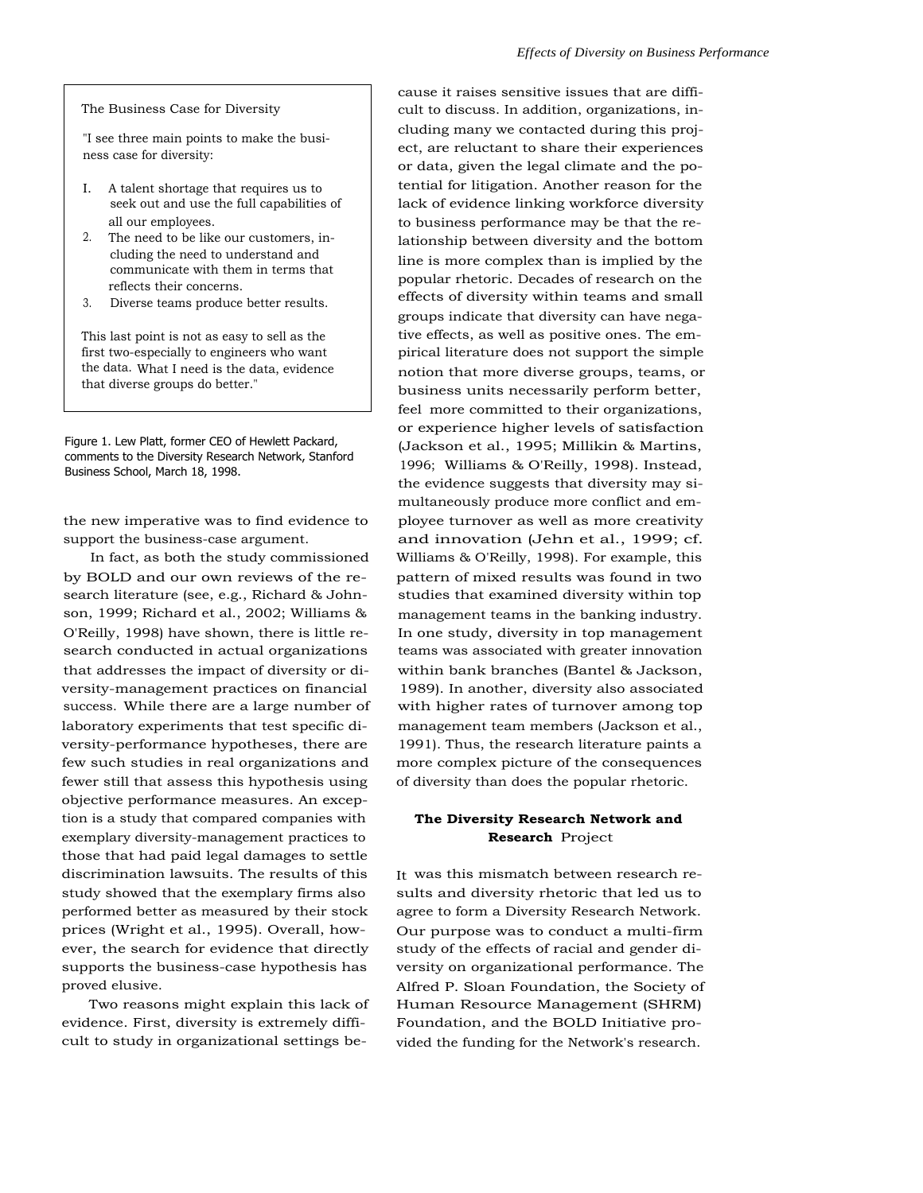The Business Case for Diversity

"I see three main points to make the business case for diversity:

I. A talent shortage that requires us to seek out and use the full capabilities of all our employees.
2. The need to be like our customers, including the need to understand and communicate with them in terms that reflects their concerns.
3. Diverse teams produce better results.

This last point is not as easy to sell as the first two-especially to engineers who want the data. What I need is the data, evidence that diverse groups do better."

Figure 1. Lew Platt, former CEO of Hewlett Packard, comments to the Diversity Research Network, Stanford Business School, March 18, 1998.

the new imperative was to find evidence to support the business-case argument.

In fact, as both the study commissioned by BOLD and our own reviews of the research literature (see, e.g., Richard & Johnson, 1999; Richard et al., 2002; Williams & O'Reilly, 1998) have shown, there is little research conducted in actual organizations that addresses the impact of diversity or diversity-management practices on financial success. While there are a large number of laboratory experiments that test specific diversity-performance hypotheses, there are few such studies in real organizations and fewer still that assess this hypothesis using objective performance measures. An exception is a study that compared companies with exemplary diversity-management practices to those that had paid legal damages to settle discrimination lawsuits. The results of this study showed that the exemplary firms also performed better as measured by their stock prices (Wright et al., 1995). Overall, however, the search for evidence that directly supports the business-case hypothesis has proved elusive.

Two reasons might explain this lack of evidence. First, diversity is extremely difficult to study in organizational settings because it raises sensitive issues that are difficult to discuss. In addition, organizations, including many we contacted during this project, are reluctant to share their experiences or data, given the legal climate and the potential for litigation. Another reason for the lack of evidence linking workforce diversity to business performance may be that the relationship between diversity and the bottom line is more complex than is implied by the popular rhetoric. Decades of research on the effects of diversity within teams and small groups indicate that diversity can have negative effects, as well as positive ones. The empirical literature does not support the simple notion that more diverse groups, teams, or business units necessarily perform better, feel more committed to their organizations, or experience higher levels of satisfaction (Jackson et al., 1995; Millikin & Martins, 1996; Williams & O'Reilly, 1998). Instead, the evidence suggests that diversity may simultaneously produce more conflict and employee turnover as well as more creativity and innovation (Jehn et al., 1999; cf. Williams & O'Reilly, 1998). For example, this pattern of mixed results was found in two studies that examined diversity within top management teams in the banking industry. In one study, diversity in top management teams was associated with greater innovation within bank branches (Bantel & Jackson, 1989). In another, diversity also associated with higher rates of turnover among top management team members (Jackson et al., 1991). Thus, the research literature paints a more complex picture of the consequences of diversity than does the popular rhetoric.

## The Diversity Research Network and Research Project

It was this mismatch between research results and diversity rhetoric that led us to agree to form a Diversity Research Network. Our purpose was to conduct a multi-firm study of the effects of racial and gender diversity on organizational performance. The Alfred P. Sloan Foundation, the Society of Human Resource Management (SHRM) Foundation, and the BOLD Initiative provided the funding for the Network's research.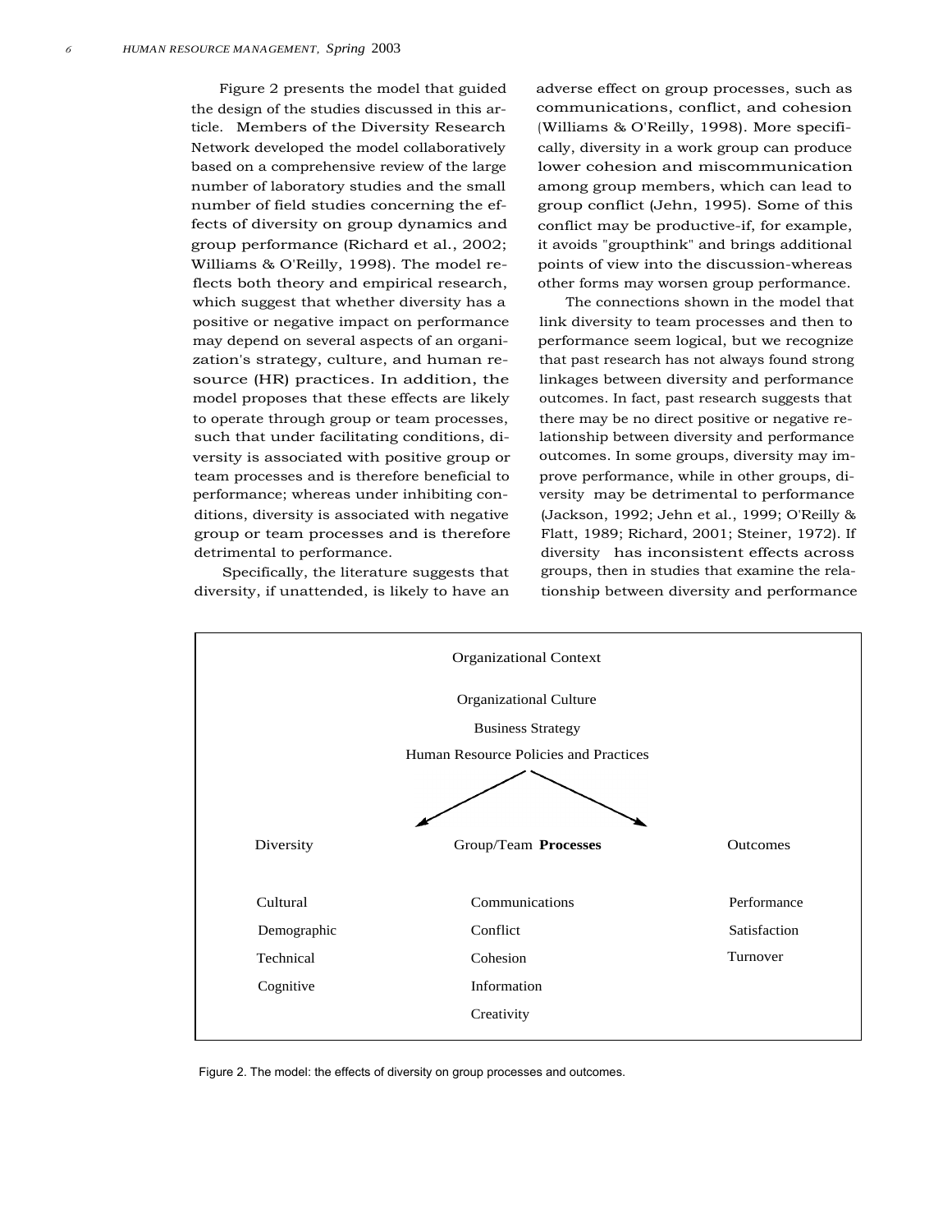Figure 2 presents the model that guided the design of the studies discussed in this article. Members of the Diversity Research Network developed the model collaboratively based on a comprehensive review of the large number of laboratory studies and the small number of field studies concerning the effects of diversity on group dynamics and group performance (Richard et al., 2002; Williams & O'Reilly, 1998). The model reflects both theory and empirical research, which suggest that whether diversity has a positive or negative impact on performance may depend on several aspects of an organization's strategy, culture, and human resource (HR) practices. In addition, the model proposes that these effects are likely to operate through group or team processes, such that under facilitating conditions, diversity is associated with positive group or team processes and is therefore beneficial to performance; whereas under inhibiting conditions, diversity is associated with negative group or team processes and is therefore detrimental to performance.

Specifically, the literature suggests that diversity, if unattended, is likely to have an adverse effect on group processes, such as communications, conflict, and cohesion (Williams & O'Reilly, 1998). More specifically, diversity in a work group can produce lower cohesion and miscommunication among group members, which can lead to group conflict (Jehn, 1995). Some of this conflict may be productive-if, for example, it avoids "groupthink" and brings additional points of view into the discussion-whereas other forms may worsen group performance.

The connections shown in the model that link diversity to team processes and then to performance seem logical, but we recognize that past research has not always found strong linkages between diversity and performance outcomes. In fact, past research suggests that there may be no direct positive or negative relationship between diversity and performance outcomes. In some groups, diversity may improve performance, while in other groups, diversity may be detrimental to performance (Jackson, 1992; Jehn et al., 1999; O'Reilly & Flatt, 1989; Richard, 2001; Steiner, 1972). If diversity has inconsistent effects across groups, then in studies that examine the relationship between diversity and performance

Organizational Context

Organizational Culture

Business Strategy

Human Resource Policies and Practices

Diversity

Cultural

Demographic

Technical

Cognitive

Group/Team **Processes**

Communications

Conflict

Cohesion

Information

Creativity

Outcomes

Performance

Satisfaction

Turnover

Figure 2. The model: the effects of diversity on group processes and outcomes.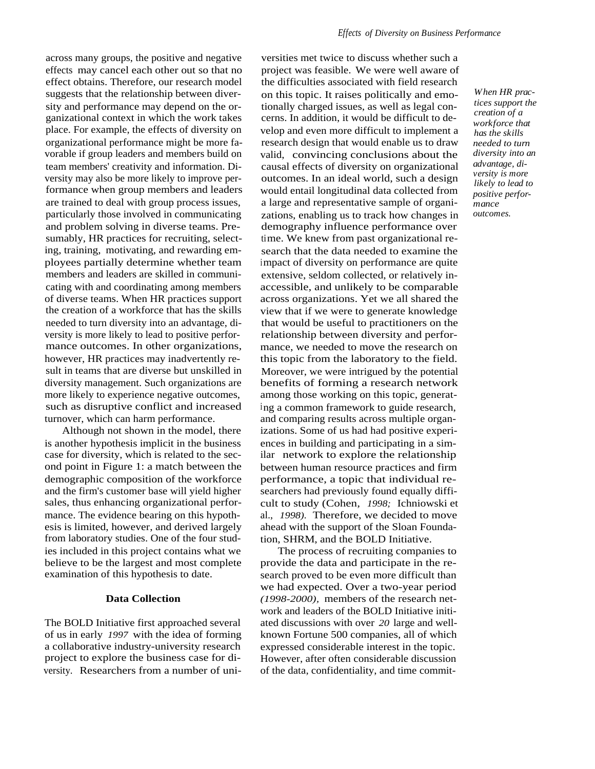across many groups, the positive and negative effects may cancel each other out so that no effect obtains. Therefore, our research model suggests that the relationship between diversity and performance may depend on the organizational context in which the work takes place. For example, the effects of diversity on organizational performance might be more favorable if group leaders and members build on team members' creativity and information. Diversity may also be more likely to improve performance when group members and leaders are trained to deal with group process issues, particularly those involved in communicating and problem solving in diverse teams. Presumably, HR practices for recruiting, selecting, training, motivating, and rewarding employees partially determine whether team members and leaders are skilled in communicating with and coordinating among members of diverse teams. When HR practices support the creation of a workforce that has the skills needed to turn diversity into an advantage, diversity is more likely to lead to positive performance outcomes. In other organizations, however, HR practices may inadvertently result in teams that are diverse but unskilled in diversity management. Such organizations are more likely to experience negative outcomes, such as disruptive conflict and increased turnover, which can harm performance.

Although not shown in the model, there is another hypothesis implicit in the business case for diversity, which is related to the second point in Figure 1: a match between the demographic composition of the workforce and the firm's customer base will yield higher sales, thus enhancing organizational performance. The evidence bearing on this hypothesis is limited, however, and derived largely from laboratory studies. One of the four studies included in this project contains what we believe to be the largest and most complete examination of this hypothesis to date.

### Data Collection

The BOLD Initiative first approached several of us in early *1997* with the idea of forming a collaborative industry-university research project to explore the business case for diversity. Researchers from a number of universities met twice to discuss whether such a project was feasible. We were well aware of the difficulties associated with field research on this topic. It raises politically and emotionally charged issues, as well as legal concerns. In addition, it would be difficult to develop and even more difficult to implement a research design that would enable us to draw valid, convincing conclusions about the causal effects of diversity on organizational outcomes. In an ideal world, such a design would entail longitudinal data collected from a large and representative sample of organizations, enabling us to track how changes in demography influence performance over time. We knew from past organizational research that the data needed to examine the impact of diversity on performance are quite extensive, seldom collected, or relatively inaccessible, and unlikely to be comparable across organizations. Yet we all shared the view that if we were to generate knowledge that would be useful to practitioners on the relationship between diversity and performance, we needed to move the research on this topic from the laboratory to the field. Moreover, we were intrigued by the potential benefits of forming a research network among those working on this topic, generating a common framework to guide research, and comparing results across multiple organizations. Some of us had had positive experiences in building and participating in a similar network to explore the relationship between human resource practices and firm performance, a topic that individual researchers had previously found equally difficult to study (Cohen, *1998;* Ichniowski et al., *1998).* Therefore, we decided to move ahead with the support of the Sloan Foundation, SHRM, and the BOLD Initiative.

The process of recruiting companies to provide the data and participate in the research proved to be even more difficult than we had expected. Over a two-year period *(1998-2000),* members of the research network and leaders of the BOLD Initiative initiated discussions with over *20* large and well-known Fortune 500 companies, all of which expressed considerable interest in the topic. However, after often considerable discussion of the data, confidentiality, and time commit-

*When HR practices support the creation of a workforce that has the skills needed to turn diversity into an advantage, diversity is more likely to lead to positive performance outcomes.*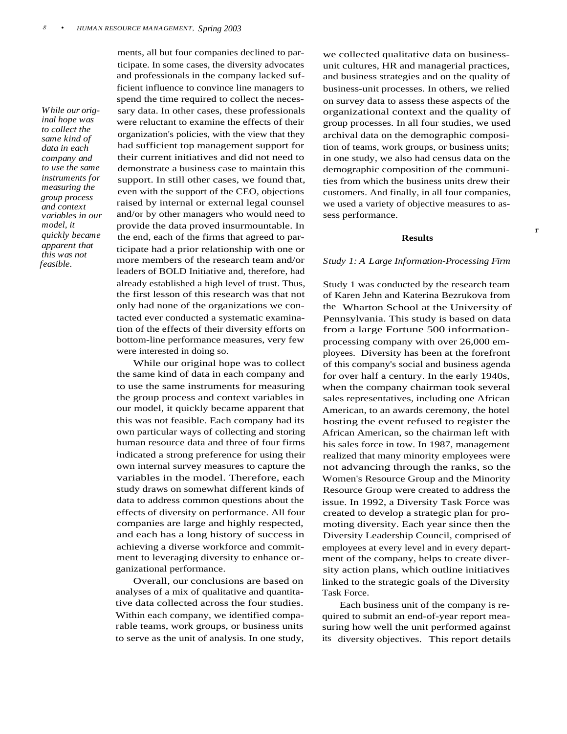ments, all but four companies declined to participate. In some cases, the diversity advocates and professionals in the company lacked sufficient influence to convince line managers to spend the time required to collect the necessary data. In other cases, these professionals were reluctant to examine the effects of their organization's policies, with the view that they had sufficient top management support for their current initiatives and did not need to demonstrate a business case to maintain this support. In still other cases, we found that, even with the support of the CEO, objections raised by internal or external legal counsel and/or by other managers who would need to provide the data proved insurmountable. In the end, each of the firms that agreed to participate had a prior relationship with one or more members of the research team and/or leaders of BOLD Initiative and, therefore, had already established a high level of trust. Thus, the first lesson of this research was that not only had none of the organizations we contacted ever conducted a systematic examination of the effects of their diversity efforts on bottom-line performance measures, very few were interested in doing so.

*While our original hope was to collect the same kind of data in each company and to use the same instruments for measuring the group process and context variables in our model, it quickly became apparent that this was not feasible.*

While our original hope was to collect the same kind of data in each company and to use the same instruments for measuring the group process and context variables in our model, it quickly became apparent that this was not feasible. Each company had its own particular ways of collecting and storing human resource data and three of four firms indicated a strong preference for using their own internal survey measures to capture the variables in the model. Therefore, each study draws on somewhat different kinds of data to address common questions about the effects of diversity on performance. All four companies are large and highly respected, and each has a long history of success in achieving a diverse workforce and commitment to leveraging diversity to enhance organizational performance.

Overall, our conclusions are based on analyses of a mix of qualitative and quantitative data collected across the four studies. Within each company, we identified comparable teams, work groups, or business units to serve as the unit of analysis. In one study, we collected qualitative data on business-unit cultures, HR and managerial practices, and business strategies and on the quality of business-unit processes. In others, we relied on survey data to assess these aspects of the organizational context and the quality of group processes. In all four studies, we used archival data on the demographic composition of teams, work groups, or business units; in one study, we also had census data on the demographic composition of the communities from which the business units drew their customers. And finally, in all four companies, we used a variety of objective measures to assess performance.

## Results

### *Study 1: A Large Information-Processing Firm*

Study 1 was conducted by the research team of Karen Jehn and Katerina Bezrukova from the Wharton School at the University of Pennsylvania. This study is based on data from a large Fortune 500 information-processing company with over 26,000 employees. Diversity has been at the forefront of this company's social and business agenda for over half a century. In the early 1940s, when the company chairman took several sales representatives, including one African American, to an awards ceremony, the hotel hosting the event refused to register the African American, so the chairman left with his sales force in tow. In 1987, management realized that many minority employees were not advancing through the ranks, so the Women's Resource Group and the Minority Resource Group were created to address the issue. In 1992, a Diversity Task Force was created to develop a strategic plan for promoting diversity. Each year since then the Diversity Leadership Council, comprised of employees at every level and in every department of the company, helps to create diversity action plans, which outline initiatives linked to the strategic goals of the Diversity Task Force.

Each business unit of the company is required to submit an end-of-year report measuring how well the unit performed against its diversity objectives. This report details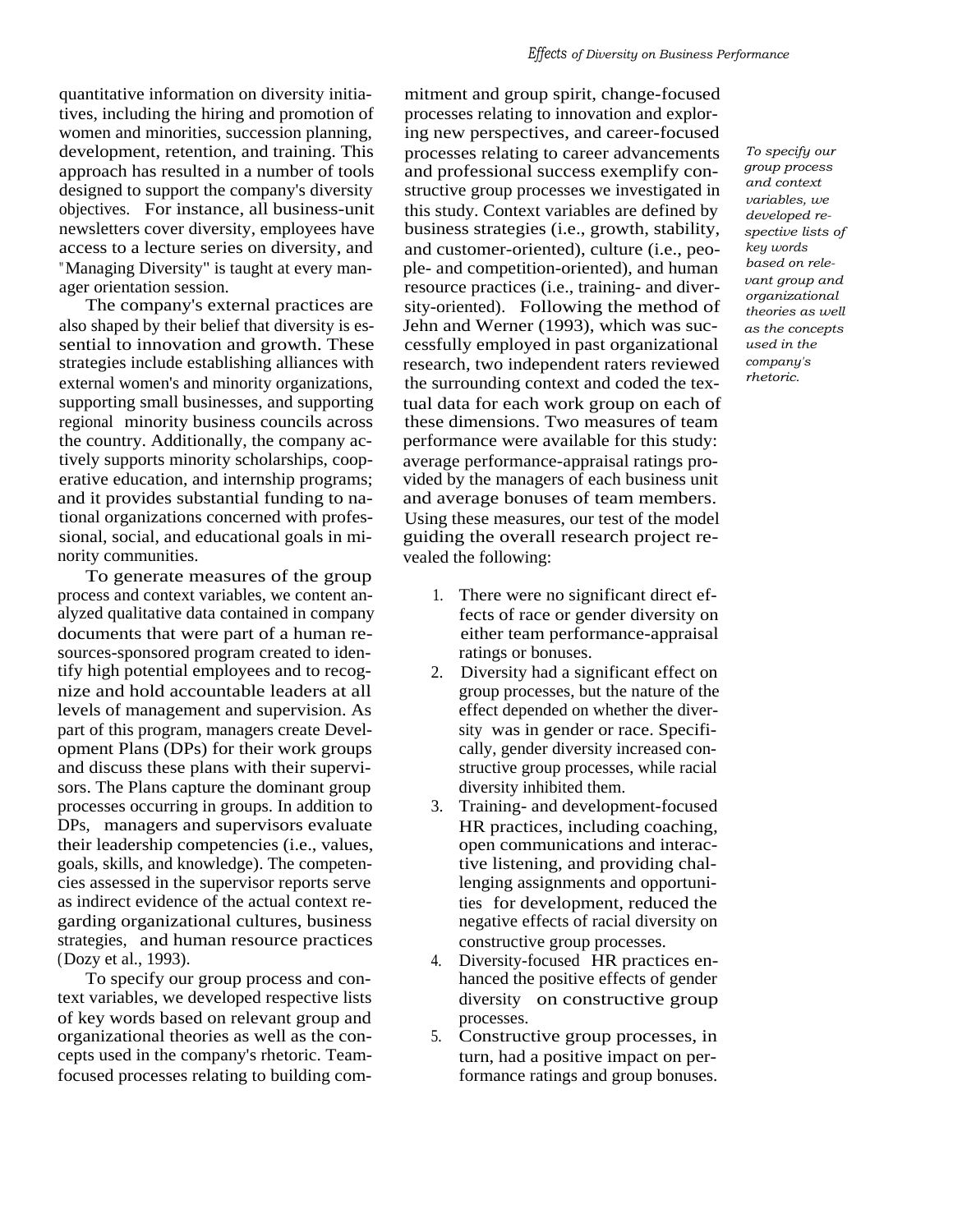quantitative information on diversity initiatives, including the hiring and promotion of women and minorities, succession planning, development, retention, and training. This approach has resulted in a number of tools designed to support the company's diversity objectives. For instance, all business-unit newsletters cover diversity, employees have access to a lecture series on diversity, and "Managing Diversity" is taught at every manager orientation session.

The company's external practices are also shaped by their belief that diversity is essential to innovation and growth. These strategies include establishing alliances with external women's and minority organizations, supporting small businesses, and supporting regional minority business councils across the country. Additionally, the company actively supports minority scholarships, cooperative education, and internship programs; and it provides substantial funding to national organizations concerned with professional, social, and educational goals in minority communities.

To generate measures of the group process and context variables, we content analyzed qualitative data contained in company documents that were part of a human resources-sponsored program created to identify high potential employees and to recognize and hold accountable leaders at all levels of management and supervision. As part of this program, managers create Development Plans (DPs) for their work groups and discuss these plans with their supervisors. The Plans capture the dominant group processes occurring in groups. In addition to DPs, managers and supervisors evaluate their leadership competencies (i.e., values, goals, skills, and knowledge). The competencies assessed in the supervisor reports serve as indirect evidence of the actual context regarding organizational cultures, business strategies, and human resource practices (Dozy et al., 1993).

To specify our group process and context variables, we developed respective lists of key words based on relevant group and organizational theories as well as the concepts used in the company's rhetoric. Team-focused processes relating to building commitment and group spirit, change-focused processes relating to innovation and exploring new perspectives, and career-focused processes relating to career advancements and professional success exemplify constructive group processes we investigated in this study. Context variables are defined by business strategies (i.e., growth, stability, and customer-oriented), culture (i.e., people- and competition-oriented), and human resource practices (i.e., training- and diversity-oriented). Following the method of Jehn and Werner (1993), which was successfully employed in past organizational research, two independent raters reviewed the surrounding context and coded the textual data for each work group on each of these dimensions. Two measures of team performance were available for this study: average performance-appraisal ratings provided by the managers of each business unit and average bonuses of team members. Using these measures, our test of the model guiding the overall research project revealed the following:

*To specify our group process and context variables, we developed respective lists of key words based on relevant group and organizational theories as well as the concepts used in the company's rhetoric.*

1. There were no significant direct effects of race or gender diversity on either team performance-appraisal ratings or bonuses.
2. Diversity had a significant effect on group processes, but the nature of the effect depended on whether the diversity was in gender or race. Specifically, gender diversity increased constructive group processes, while racial diversity inhibited them.
3. Training- and development-focused HR practices, including coaching, open communications and interactive listening, and providing challenging assignments and opportunities for development, reduced the negative effects of racial diversity on constructive group processes.
4. Diversity-focused HR practices enhanced the positive effects of gender diversity on constructive group processes.
5. Constructive group processes, in turn, had a positive impact on performance ratings and group bonuses.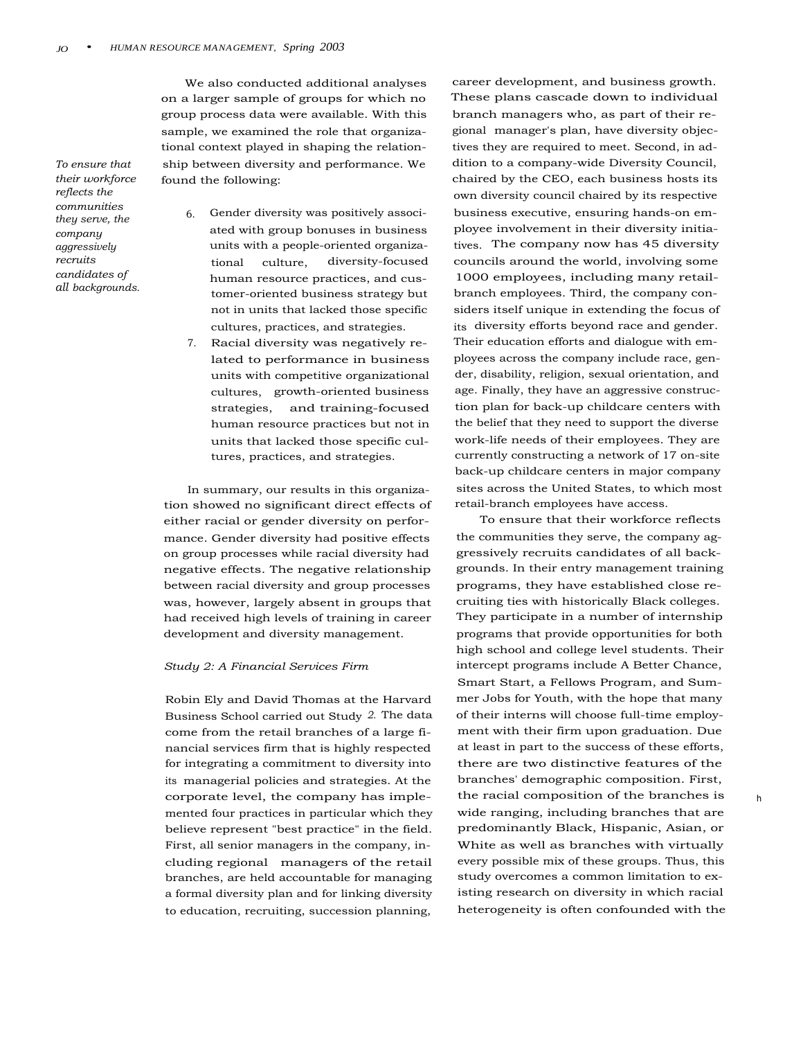We also conducted additional analyses on a larger sample of groups for which no group process data were available. With this sample, we examined the role that organizational context played in shaping the relationship between diversity and performance. We found the following:

6. Gender diversity was positively associated with group bonuses in business units with a people-oriented organizational culture, diversity-focused human resource practices, and customer-oriented business strategy but not in units that lacked those specific cultures, practices, and strategies.
7. Racial diversity was negatively related to performance in business units with competitive organizational cultures, growth-oriented business strategies, and training-focused human resource practices but not in units that lacked those specific cultures, practices, and strategies.

In summary, our results in this organization showed no significant direct effects of either racial or gender diversity on performance. Gender diversity had positive effects on group processes while racial diversity had negative effects. The negative relationship between racial diversity and group processes was, however, largely absent in groups that had received high levels of training in career development and diversity management.

*Study 2: A Financial Services Firm*

Robin Ely and David Thomas at the Harvard Business School carried out Study 2. The data come from the retail branches of a large financial services firm that is highly respected for integrating a commitment to diversity into its managerial policies and strategies. At the corporate level, the company has implemented four practices in particular which they believe represent "best practice" in the field. First, all senior managers in the company, including regional managers of the retail branches, are held accountable for managing a formal diversity plan and for linking diversity to education, recruiting, succession planning, career development, and business growth. These plans cascade down to individual branch managers who, as part of their regional manager's plan, have diversity objectives they are required to meet. Second, in addition to a company-wide Diversity Council, chaired by the CEO, each business hosts its own diversity council chaired by its respective business executive, ensuring hands-on employee involvement in their diversity initiatives. The company now has 45 diversity councils around the world, involving some 1000 employees, including many retail-branch employees. Third, the company considers itself unique in extending the focus of its diversity efforts beyond race and gender. Their education efforts and dialogue with employees across the company include race, gender, disability, religion, sexual orientation, and age. Finally, they have an aggressive construction plan for back-up childcare centers with the belief that they need to support the diverse work-life needs of their employees. They are currently constructing a network of 17 on-site back-up childcare centers in major company sites across the United States, to which most retail-branch employees have access.

*To ensure that their workforce reflects the communities they serve, the company aggressively recruits candidates of all backgrounds.*

To ensure that their workforce reflects the communities they serve, the company aggressively recruits candidates of all backgrounds. In their entry management training programs, they have established close recruiting ties with historically Black colleges. They participate in a number of internship programs that provide opportunities for both high school and college level students. Their intercept programs include A Better Chance, Smart Start, a Fellows Program, and Summer Jobs for Youth, with the hope that many of their interns will choose full-time employment with their firm upon graduation. Due at least in part to the success of these efforts, there are two distinctive features of the branches' demographic composition. First, the racial composition of the branches is wide ranging, including branches that are predominantly Black, Hispanic, Asian, or White as well as branches with virtually every possible mix of these groups. Thus, this study overcomes a common limitation to existing research on diversity in which racial heterogeneity is often confounded with the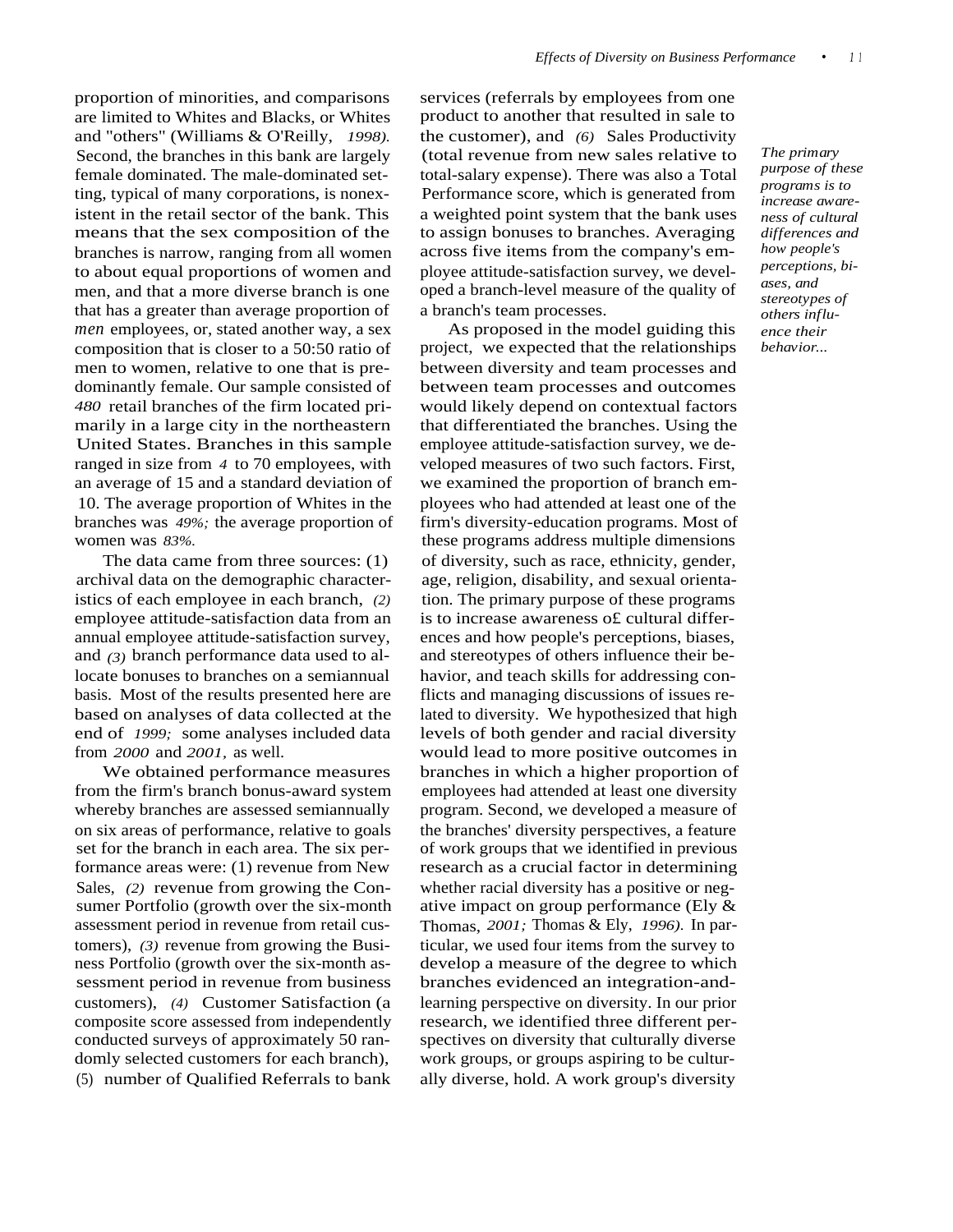proportion of minorities, and comparisons are limited to Whites and Blacks, or Whites and "others" (Williams & O'Reilly, 1998). Second, the branches in this bank are largely female dominated. The male-dominated setting, typical of many corporations, is nonexistent in the retail sector of the bank. This means that the sex composition of the branches is narrow, ranging from all women to about equal proportions of women and men, and that a more diverse branch is one that has a greater than average proportion of *men* employees, or, stated another way, a sex composition that is closer to a 50:50 ratio of men to women, relative to one that is predominantly female. Our sample consisted of 480 retail branches of the firm located primarily in a large city in the northeastern United States. Branches in this sample ranged in size from 4 to 70 employees, with an average of 15 and a standard deviation of 10. The average proportion of Whites in the branches was 49%; the average proportion of women was 83%.

The data came from three sources: (1) archival data on the demographic characteristics of each employee in each branch, (2) employee attitude-satisfaction data from an annual employee attitude-satisfaction survey, and (3) branch performance data used to allocate bonuses to branches on a semiannual basis. Most of the results presented here are based on analyses of data collected at the end of 1999; some analyses included data from 2000 and 2001, as well.

We obtained performance measures from the firm's branch bonus-award system whereby branches are assessed semiannually on six areas of performance, relative to goals set for the branch in each area. The six performance areas were: (1) revenue from New Sales, (2) revenue from growing the Consumer Portfolio (growth over the six-month assessment period in revenue from retail customers), (3) revenue from growing the Business Portfolio (growth over the six-month assessment period in revenue from business customers), (4) Customer Satisfaction (a composite score assessed from independently conducted surveys of approximately 50 randomly selected customers for each branch), (5) number of Qualified Referrals to bank services (referrals by employees from one product to another that resulted in sale to the customer), and (6) Sales Productivity (total revenue from new sales relative to total-salary expense). There was also a Total Performance score, which is generated from a weighted point system that the bank uses to assign bonuses to branches. Averaging across five items from the company's employee attitude-satisfaction survey, we developed a branch-level measure of the quality of a branch's team processes.

As proposed in the model guiding this project, we expected that the relationships between diversity and team processes and between team processes and outcomes would likely depend on contextual factors that differentiated the branches. Using the employee attitude-satisfaction survey, we developed measures of two such factors. First, we examined the proportion of branch employees who had attended at least one of the firm's diversity-education programs. Most of these programs address multiple dimensions of diversity, such as race, ethnicity, gender, age, religion, disability, and sexual orientation. The primary purpose of these programs is to increase awareness of cultural differences and how people's perceptions, biases, and stereotypes of others influence their behavior, and teach skills for addressing conflicts and managing discussions of issues related to diversity. We hypothesized that high levels of both gender and racial diversity would lead to more positive outcomes in branches in which a higher proportion of employees had attended at least one diversity program. Second, we developed a measure of the branches' diversity perspectives, a feature of work groups that we identified in previous research as a crucial factor in determining whether racial diversity has a positive or negative impact on group performance (Ely & Thomas, 2001; Thomas & Ely, 1996). In particular, we used four items from the survey to develop a measure of the degree to which branches evidenced an integration-and-learning perspective on diversity. In our prior research, we identified three different perspectives on diversity that culturally diverse work groups, or groups aspiring to be culturally diverse, hold. A work group's diversity

*The primary purpose of these programs is to increase awareness of cultural differences and how people's perceptions, biases, and stereotypes of others influence their behavior...*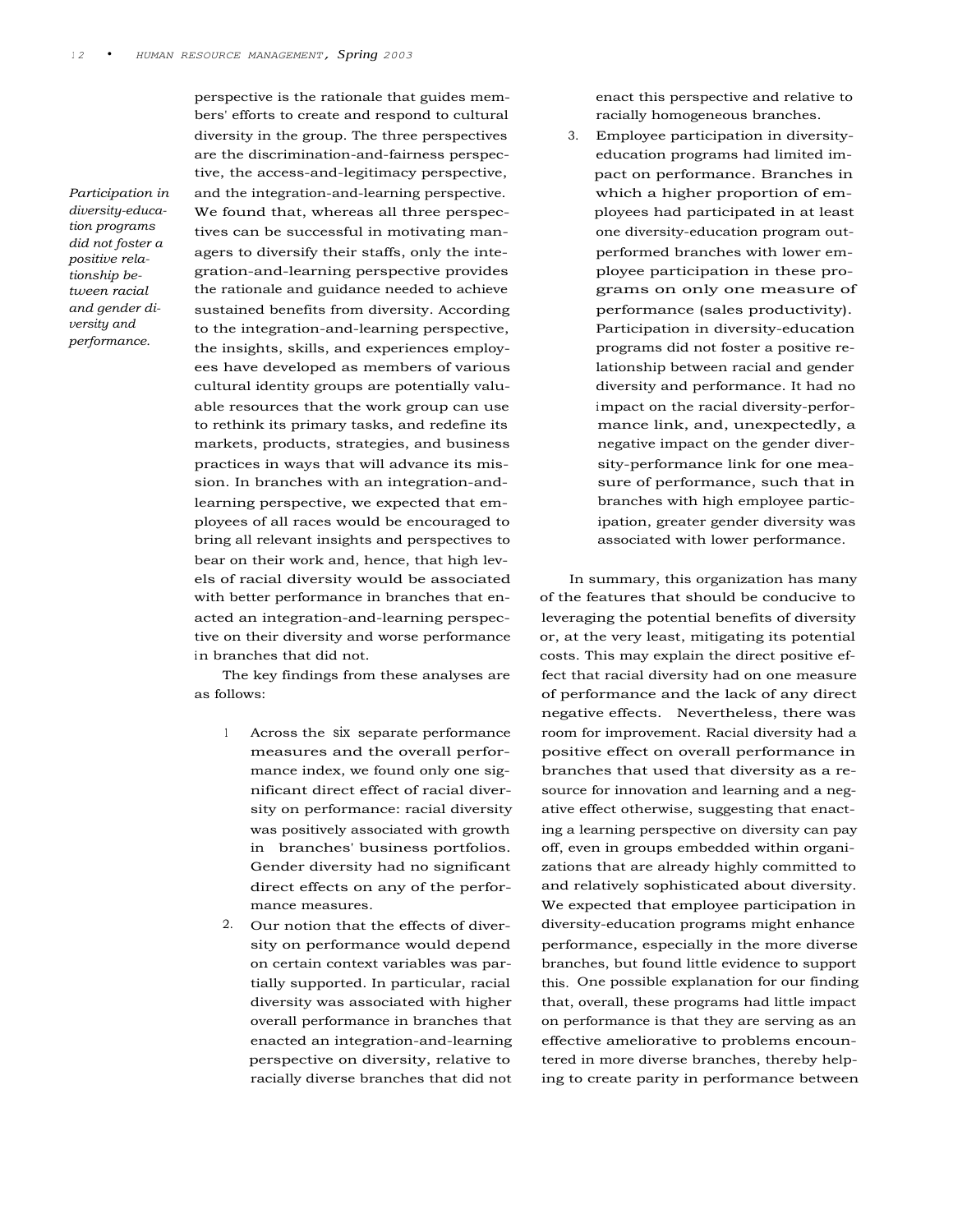perspective is the rationale that guides members' efforts to create and respond to cultural diversity in the group. The three perspectives are the discrimination-and-fairness perspective, the access-and-legitimacy perspective, and the integration-and-learning perspective. We found that, whereas all three perspectives can be successful in motivating managers to diversify their staffs, only the integration-and-learning perspective provides the rationale and guidance needed to achieve sustained benefits from diversity. According to the integration-and-learning perspective, the insights, skills, and experiences employees have developed as members of various cultural identity groups are potentially valuable resources that the work group can use to rethink its primary tasks, and redefine its markets, products, strategies, and business practices in ways that will advance its mission. In branches with an integration-and-learning perspective, we expected that employees of all races would be encouraged to bring all relevant insights and perspectives to bear on their work and, hence, that high levels of racial diversity would be associated with better performance in branches that enacted an integration-and-learning perspective on their diversity and worse performance in branches that did not.

*Participation in diversity-education programs did not foster a positive relationship between racial and gender diversity and performance.*

The key findings from these analyses are as follows:

1. Across the six separate performance measures and the overall performance index, we found only one significant direct effect of racial diversity on performance: racial diversity was positively associated with growth in branches' business portfolios. Gender diversity had no significant direct effects on any of the performance measures.
2. Our notion that the effects of diversity on performance would depend on certain context variables was partially supported. In particular, racial diversity was associated with higher overall performance in branches that enacted an integration-and-learning perspective on diversity, relative to racially diverse branches that did not enact this perspective and relative to racially homogeneous branches.
3. Employee participation in diversity-education programs had limited impact on performance. Branches in which a higher proportion of employees had participated in at least one diversity-education program outperformed branches with lower employee participation in these programs on only one measure of performance (sales productivity). Participation in diversity-education programs did not foster a positive relationship between racial and gender diversity and performance. It had no impact on the racial diversity-performance link, and, unexpectedly, a negative impact on the gender diversity-performance link for one measure of performance, such that in branches with high employee participation, greater gender diversity was associated with lower performance.

In summary, this organization has many of the features that should be conducive to leveraging the potential benefits of diversity or, at the very least, mitigating its potential costs. This may explain the direct positive effect that racial diversity had on one measure of performance and the lack of any direct negative effects. Nevertheless, there was room for improvement. Racial diversity had a positive effect on overall performance in branches that used that diversity as a resource for innovation and learning and a negative effect otherwise, suggesting that enacting a learning perspective on diversity can pay off, even in groups embedded within organizations that are already highly committed to and relatively sophisticated about diversity. We expected that employee participation in diversity-education programs might enhance performance, especially in the more diverse branches, but found little evidence to support this. One possible explanation for our finding that, overall, these programs had little impact on performance is that they are serving as an effective ameliorative to problems encountered in more diverse branches, thereby helping to create parity in performance between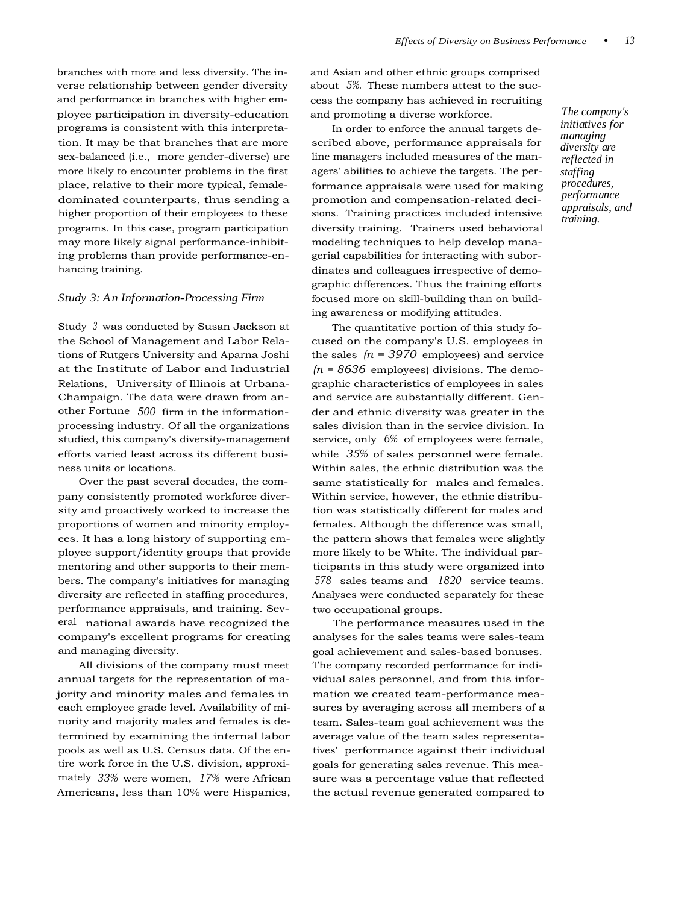branches with more and less diversity. The inverse relationship between gender diversity and performance in branches with higher employee participation in diversity-education programs is consistent with this interpretation. It may be that branches that are more sex-balanced (i.e., more gender-diverse) are more likely to encounter problems in the first place, relative to their more typical, female-dominated counterparts, thus sending a higher proportion of their employees to these programs. In this case, program participation may more likely signal performance-inhibiting problems than provide performance-enhancing training.

### *Study 3: An Information-Processing Firm*

Study 3 was conducted by Susan Jackson at the School of Management and Labor Relations of Rutgers University and Aparna Joshi at the Institute of Labor and Industrial Relations, University of Illinois at Urbana-Champaign. The data were drawn from another Fortune 500 firm in the information-processing industry. Of all the organizations studied, this company's diversity-management efforts varied least across its different business units or locations.

Over the past several decades, the company consistently promoted workforce diversity and proactively worked to increase the proportions of women and minority employees. It has a long history of supporting employee support/identity groups that provide mentoring and other supports to their members. The company's initiatives for managing diversity are reflected in staffing procedures, performance appraisals, and training. Several national awards have recognized the company's excellent programs for creating and managing diversity.

*The company's initiatives for managing diversity are reflected in staffing procedures, performance appraisals, and training.*

All divisions of the company must meet annual targets for the representation of majority and minority males and females in each employee grade level. Availability of minority and majority males and females is determined by examining the internal labor pools as well as U.S. Census data. Of the entire work force in the U.S. division, approximately 33% were women, 17% were African Americans, less than 10% were Hispanics, and Asian and other ethnic groups comprised about 5%. These numbers attest to the success the company has achieved in recruiting and promoting a diverse workforce.

In order to enforce the annual targets described above, performance appraisals for line managers included measures of the managers' abilities to achieve the targets. The performance appraisals were used for making promotion and compensation-related decisions. Training practices included intensive diversity training. Trainers used behavioral modeling techniques to help develop managerial capabilities for interacting with subordinates and colleagues irrespective of demographic differences. Thus the training efforts focused more on skill-building than on building awareness or modifying attitudes.

The quantitative portion of this study focused on the company's U.S. employees in the sales ($n = 3970$ employees) and service ($n = 8636$ employees) divisions. The demographic characteristics of employees in sales and service are substantially different. Gender and ethnic diversity was greater in the sales division than in the service division. In service, only 6% of employees were female, while 35% of sales personnel were female. Within sales, the ethnic distribution was the same statistically for males and females. Within service, however, the ethnic distribution was statistically different for males and females. Although the difference was small, the pattern shows that females were slightly more likely to be White. The individual participants in this study were organized into 578 sales teams and 1820 service teams. Analyses were conducted separately for these two occupational groups.

The performance measures used in the analyses for the sales teams were sales-team goal achievement and sales-based bonuses. The company recorded performance for individual sales personnel, and from this information we created team-performance measures by averaging across all members of a team. Sales-team goal achievement was the average value of the team sales representatives' performance against their individual goals for generating sales revenue. This measure was a percentage value that reflected the actual revenue generated compared to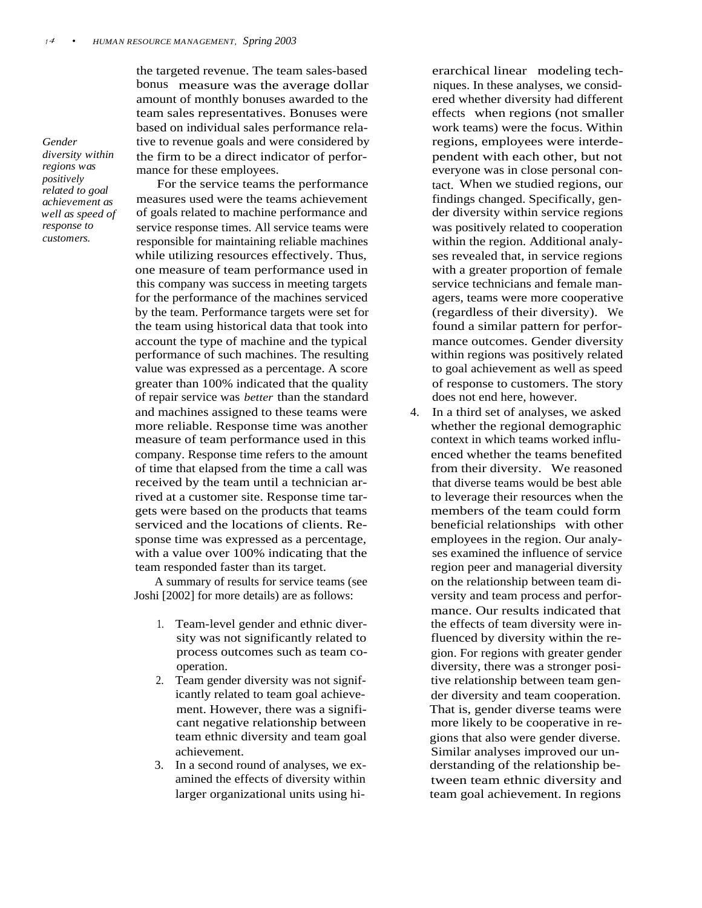the targeted revenue. The team sales-based bonus measure was the average dollar amount of monthly bonuses awarded to the team sales representatives. Bonuses were based on individual sales performance relative to revenue goals and were considered by the firm to be a direct indicator of performance for these employees.

*Gender diversity within regions was positively related to goal achievement as well as speed of response to customers.*

For the service teams the performance measures used were the teams achievement of goals related to machine performance and service response times. All service teams were responsible for maintaining reliable machines while utilizing resources effectively. Thus, one measure of team performance used in this company was success in meeting targets for the performance of the machines serviced by the team. Performance targets were set for the team using historical data that took into account the type of machine and the typical performance of such machines. The resulting value was expressed as a percentage. A score greater than 100% indicated that the quality of repair service was *better* than the standard and machines assigned to these teams were more reliable. Response time was another measure of team performance used in this company. Response time refers to the amount of time that elapsed from the time a call was received by the team until a technician arrived at a customer site. Response time targets were based on the products that teams serviced and the locations of clients. Response time was expressed as a percentage, with a value over 100% indicating that the team responded faster than its target.

A summary of results for service teams (see Joshi [2002] for more details) are as follows:

1. Team-level gender and ethnic diversity was not significantly related to process outcomes such as team cooperation.
2. Team gender diversity was not significantly related to team goal achievement. However, there was a significant negative relationship between team ethnic diversity and team goal achievement.
3. In a second round of analyses, we examined the effects of diversity within larger organizational units using hierarchical linear modeling techniques. In these analyses, we considered whether diversity had different effects when regions (not smaller work teams) were the focus. Within regions, employees were interdependent with each other, but not everyone was in close personal contact. When we studied regions, our findings changed. Specifically, gender diversity within service regions was positively related to cooperation within the region. Additional analyses revealed that, in service regions with a greater proportion of female service technicians and female managers, teams were more cooperative (regardless of their diversity). We found a similar pattern for performance outcomes. Gender diversity within regions was positively related to goal achievement as well as speed of response to customers. The story does not end here, however.
4. In a third set of analyses, we asked whether the regional demographic context in which teams worked influenced whether the teams benefited from their diversity. We reasoned that diverse teams would be best able to leverage their resources when the members of the team could form beneficial relationships with other employees in the region. Our analyses examined the influence of service region peer and managerial diversity on the relationship between team diversity and team process and performance. Our results indicated that the effects of team diversity were influenced by diversity within the region. For regions with greater gender diversity, there was a stronger positive relationship between team gender diversity and team cooperation. That is, gender diverse teams were more likely to be cooperative in regions that also were gender diverse. Similar analyses improved our understanding of the relationship between team ethnic diversity and team goal achievement. In regions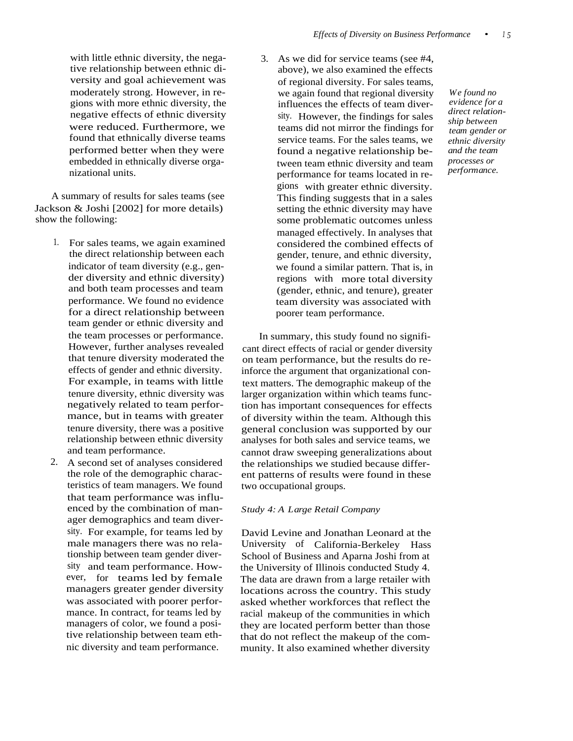with little ethnic diversity, the negative relationship between ethnic diversity and goal achievement was moderately strong. However, in regions with more ethnic diversity, the negative effects of ethnic diversity were reduced. Furthermore, we found that ethnically diverse teams performed better when they were embedded in ethnically diverse organizational units.

A summary of results for sales teams (see Jackson & Joshi [2002] for more details) show the following:

1. For sales teams, we again examined the direct relationship between each indicator of team diversity (e.g., gender diversity and ethnic diversity) and both team processes and team performance. We found no evidence for a direct relationship between team gender or ethnic diversity and the team processes or performance. However, further analyses revealed that tenure diversity moderated the effects of gender and ethnic diversity. For example, in teams with little tenure diversity, ethnic diversity was negatively related to team performance, but in teams with greater tenure diversity, there was a positive relationship between ethnic diversity and team performance.
2. A second set of analyses considered the role of the demographic characteristics of team managers. We found that team performance was influenced by the combination of manager demographics and team diversity. For example, for teams led by male managers there was no relationship between team gender diversity and team performance. However, for teams led by female managers greater gender diversity was associated with poorer performance. In contract, for teams led by managers of color, we found a positive relationship between team ethnic diversity and team performance.
3. As we did for service teams (see #4, above), we also examined the effects of regional diversity. For sales teams, we again found that regional diversity influences the effects of team diversity. However, the findings for sales teams did not mirror the findings for service teams. For the sales teams, we found a negative relationship between team ethnic diversity and team performance for teams located in regions with greater ethnic diversity. This finding suggests that in a sales setting the ethnic diversity may have some problematic outcomes unless managed effectively. In analyses that considered the combined effects of gender, tenure, and ethnic diversity, we found a similar pattern. That is, in regions with more total diversity (gender, ethnic, and tenure), greater team diversity was associated with poorer team performance.

*We found no evidence for a direct relationship between team gender or ethnic diversity and the team processes or performance.*

In summary, this study found no significant direct effects of racial or gender diversity on team performance, but the results do reinforce the argument that organizational context matters. The demographic makeup of the larger organization within which teams function has important consequences for effects of diversity within the team. Although this general conclusion was supported by our analyses for both sales and service teams, we cannot draw sweeping generalizations about the relationships we studied because different patterns of results were found in these two occupational groups.

*Study 4: A Large Retail Company*

David Levine and Jonathan Leonard at the University of California-Berkeley Hass School of Business and Aparna Joshi from at the University of Illinois conducted Study 4. The data are drawn from a large retailer with locations across the country. This study asked whether workforces that reflect the racial makeup of the communities in which they are located perform better than those that do not reflect the makeup of the community. It also examined whether diversity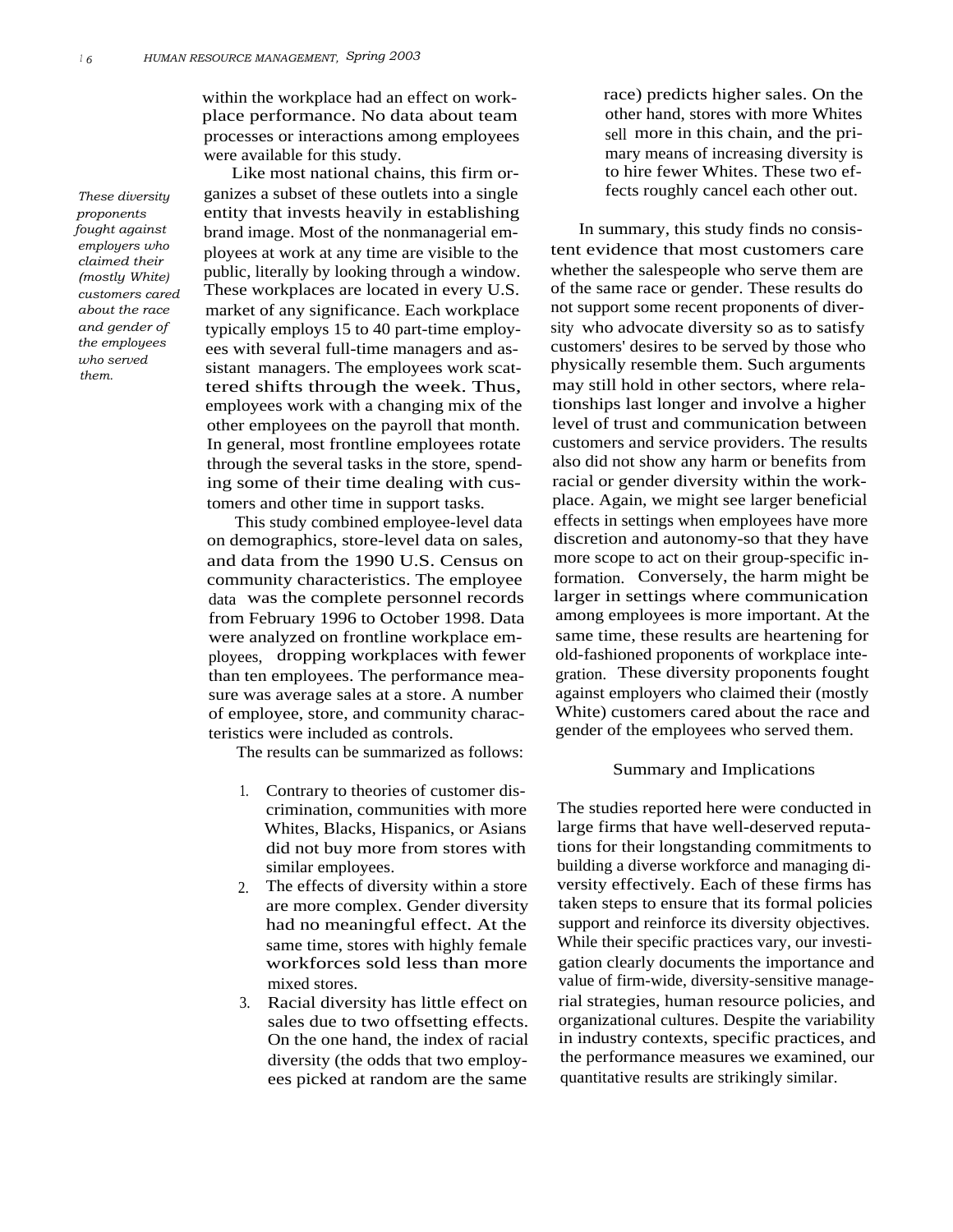within the workplace had an effect on workplace performance. No data about team processes or interactions among employees were available for this study.

Like most national chains, this firm organizes a subset of these outlets into a single entity that invests heavily in establishing brand image. Most of the nonmanagerial employees at work at any time are visible to the public, literally by looking through a window. These workplaces are located in every U.S. market of any significance. Each workplace typically employs 15 to 40 part-time employees with several full-time managers and assistant managers. The employees work scattered shifts through the week. Thus, employees work with a changing mix of the other employees on the payroll that month. In general, most frontline employees rotate through the several tasks in the store, spending some of their time dealing with customers and other time in support tasks.

This study combined employee-level data on demographics, store-level data on sales, and data from the 1990 U.S. Census on community characteristics. The employee data was the complete personnel records from February 1996 to October 1998. Data were analyzed on frontline workplace employees, dropping workplaces with fewer than ten employees. The performance measure was average sales at a store. A number of employee, store, and community characteristics were included as controls.

The results can be summarized as follows:

1. Contrary to theories of customer discrimination, communities with more Whites, Blacks, Hispanics, or Asians did not buy more from stores with similar employees.
2. The effects of diversity within a store are more complex. Gender diversity had no meaningful effect. At the same time, stores with highly female workforces sold less than more mixed stores.
3. Racial diversity has little effect on sales due to two offsetting effects. On the one hand, the index of racial diversity (the odds that two employees picked at random are the same race) predicts higher sales. On the other hand, stores with more Whites sell more in this chain, and the primary means of increasing diversity is to hire fewer Whites. These two effects roughly cancel each other out.

In summary, this study finds no consistent evidence that most customers care whether the salespeople who serve them are of the same race or gender. These results do not support some recent proponents of diversity who advocate diversity so as to satisfy customers' desires to be served by those who physically resemble them. Such arguments may still hold in other sectors, where relationships last longer and involve a higher level of trust and communication between customers and service providers. The results also did not show any harm or benefits from racial or gender diversity within the workplace. Again, we might see larger beneficial effects in settings when employees have more discretion and autonomy-so that they have more scope to act on their group-specific information. Conversely, the harm might be larger in settings where communication among employees is more important. At the same time, these results are heartening for old-fashioned proponents of workplace integration. These diversity proponents fought against employers who claimed their (mostly White) customers cared about the race and gender of the employees who served them.

*These diversity proponents fought against employers who claimed their (mostly White) customers cared about the race and gender of the employees who served them.*

## Summary and Implications

The studies reported here were conducted in large firms that have well-deserved reputations for their longstanding commitments to building a diverse workforce and managing diversity effectively. Each of these firms has taken steps to ensure that its formal policies support and reinforce its diversity objectives. While their specific practices vary, our investigation clearly documents the importance and value of firm-wide, diversity-sensitive managerial strategies, human resource policies, and organizational cultures. Despite the variability in industry contexts, specific practices, and the performance measures we examined, our quantitative results are strikingly similar.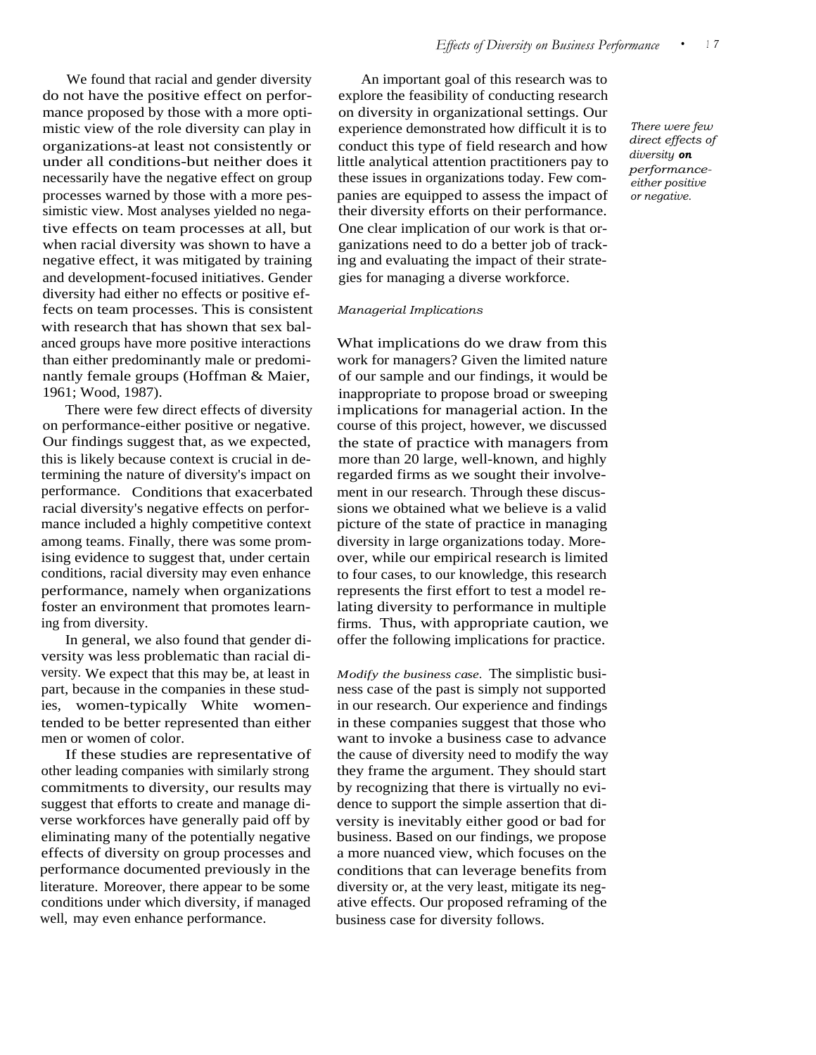We found that racial and gender diversity do not have the positive effect on performance proposed by those with a more optimistic view of the role diversity can play in organizations-at least not consistently or under all conditions-but neither does it necessarily have the negative effect on group processes warned by those with a more pessimistic view. Most analyses yielded no negative effects on team processes at all, but when racial diversity was shown to have a negative effect, it was mitigated by training and development-focused initiatives. Gender diversity had either no effects or positive effects on team processes. This is consistent with research that has shown that sex balanced groups have more positive interactions than either predominantly male or predominantly female groups (Hoffman & Maier, 1961; Wood, 1987).

There were few direct effects of diversity on performance-either positive or negative. Our findings suggest that, as we expected, this is likely because context is crucial in determining the nature of diversity's impact on performance. Conditions that exacerbated racial diversity's negative effects on performance included a highly competitive context among teams. Finally, there was some promising evidence to suggest that, under certain conditions, racial diversity may even enhance performance, namely when organizations foster an environment that promotes learning from diversity.

*There were few direct effects of diversity **on** performance-either positive or negative.*

In general, we also found that gender diversity was less problematic than racial diversity. We expect that this may be, at least in part, because in the companies in these studies, women-typically White women-tended to be better represented than either men or women of color.

If these studies are representative of other leading companies with similarly strong commitments to diversity, our results may suggest that efforts to create and manage diverse workforces have generally paid off by eliminating many of the potentially negative effects of diversity on group processes and performance documented previously in the literature. Moreover, there appear to be some conditions under which diversity, if managed well, may even enhance performance.

An important goal of this research was to explore the feasibility of conducting research on diversity in organizational settings. Our experience demonstrated how difficult it is to conduct this type of field research and how little analytical attention practitioners pay to these issues in organizations today. Few companies are equipped to assess the impact of their diversity efforts on their performance. One clear implication of our work is that organizations need to do a better job of tracking and evaluating the impact of their strategies for managing a diverse workforce.

### *Managerial Implications*

What implications do we draw from this work for managers? Given the limited nature of our sample and our findings, it would be inappropriate to propose broad or sweeping implications for managerial action. In the course of this project, however, we discussed the state of practice with managers from more than 20 large, well-known, and highly regarded firms as we sought their involvement in our research. Through these discussions we obtained what we believe is a valid picture of the state of practice in managing diversity in large organizations today. Moreover, while our empirical research is limited to four cases, to our knowledge, this research represents the first effort to test a model relating diversity to performance in multiple firms. Thus, with appropriate caution, we offer the following implications for practice.

*Modify the business case.* The simplistic business case of the past is simply not supported in our research. Our experience and findings in these companies suggest that those who want to invoke a business case to advance the cause of diversity need to modify the way they frame the argument. They should start by recognizing that there is virtually no evidence to support the simple assertion that diversity is inevitably either good or bad for business. Based on our findings, we propose a more nuanced view, which focuses on the conditions that can leverage benefits from diversity or, at the very least, mitigate its negative effects. Our proposed reframing of the business case for diversity follows.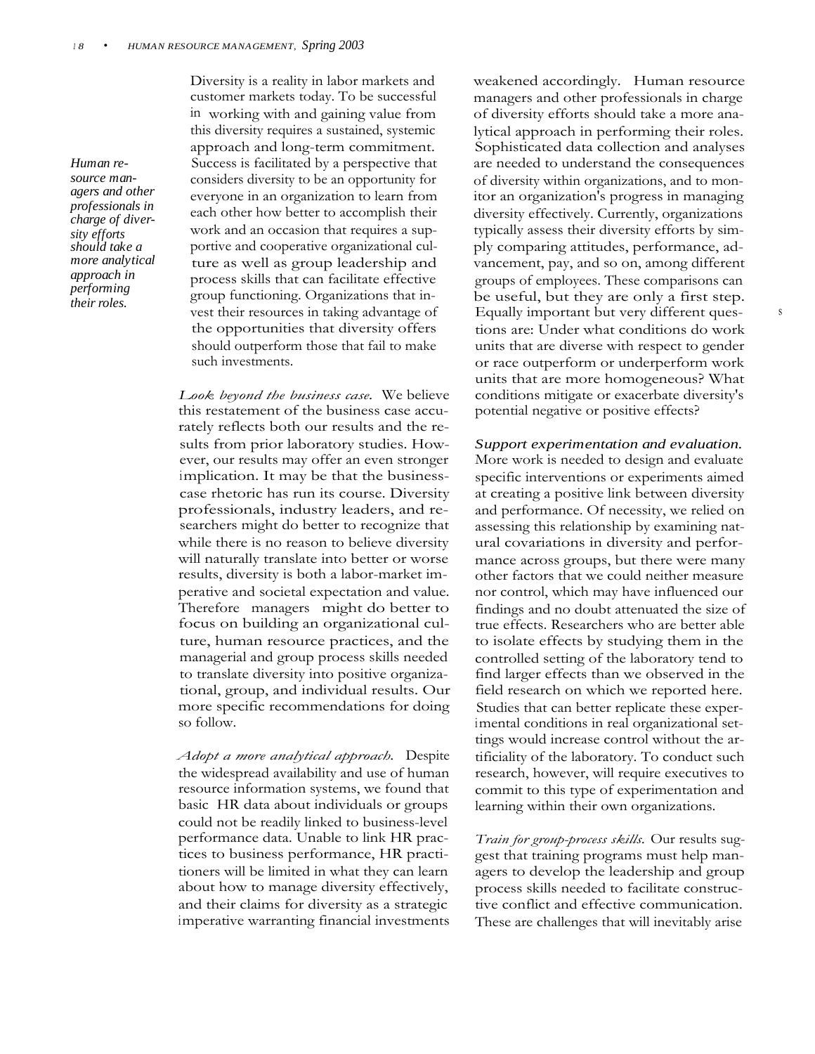Diversity is a reality in labor markets and customer markets today. To be successful in working with and gaining value from this diversity requires a sustained, systemic approach and long-term commitment. Success is facilitated by a perspective that considers diversity to be an opportunity for everyone in an organization to learn from each other how better to accomplish their work and an occasion that requires a supportive and cooperative organizational culture as well as group leadership and process skills that can facilitate effective group functioning. Organizations that invest their resources in taking advantage of the opportunities that diversity offers should outperform those that fail to make such investments.

*Human resource managers and other professionals in charge of diversity efforts should take a more analytical approach in performing their roles.*

*Look beyond the business case.* We believe this restatement of the business case accurately reflects both our results and the results from prior laboratory studies. However, our results may offer an even stronger implication. It may be that the business-case rhetoric has run its course. Diversity professionals, industry leaders, and researchers might do better to recognize that while there is no reason to believe diversity will naturally translate into better or worse results, diversity is both a labor-market imperative and societal expectation and value. Therefore managers might do better to focus on building an organizational culture, human resource practices, and the managerial and group process skills needed to translate diversity into positive organizational, group, and individual results. Our more specific recommendations for doing so follow.

*Adopt a more analytical approach.* Despite the widespread availability and use of human resource information systems, we found that basic HR data about individuals or groups could not be readily linked to business-level performance data. Unable to link HR practices to business performance, HR practitioners will be limited in what they can learn about how to manage diversity effectively, and their claims for diversity as a strategic imperative warranting financial investments weakened accordingly. Human resource managers and other professionals in charge of diversity efforts should take a more analytical approach in performing their roles. Sophisticated data collection and analyses are needed to understand the consequences of diversity within organizations, and to monitor an organization's progress in managing diversity effectively. Currently, organizations typically assess their diversity efforts by simply comparing attitudes, performance, advancement, pay, and so on, among different groups of employees. These comparisons can be useful, but they are only a first step. Equally important but very different questions are: Under what conditions do work units that are diverse with respect to gender or race outperform or underperform work units that are more homogeneous? What conditions mitigate or exacerbate diversity's potential negative or positive effects?

*Support experimentation and evaluation.* More work is needed to design and evaluate specific interventions or experiments aimed at creating a positive link between diversity and performance. Of necessity, we relied on assessing this relationship by examining natural covariations in diversity and performance across groups, but there were many other factors that we could neither measure nor control, which may have influenced our findings and no doubt attenuated the size of true effects. Researchers who are better able to isolate effects by studying them in the controlled setting of the laboratory tend to find larger effects than we observed in the field research on which we reported here. Studies that can better replicate these experimental conditions in real organizational settings would increase control without the artificiality of the laboratory. To conduct such research, however, will require executives to commit to this type of experimentation and learning within their own organizations.

*Train for group-process skills.* Our results suggest that training programs must help managers to develop the leadership and group process skills needed to facilitate constructive conflict and effective communication. These are challenges that will inevitably arise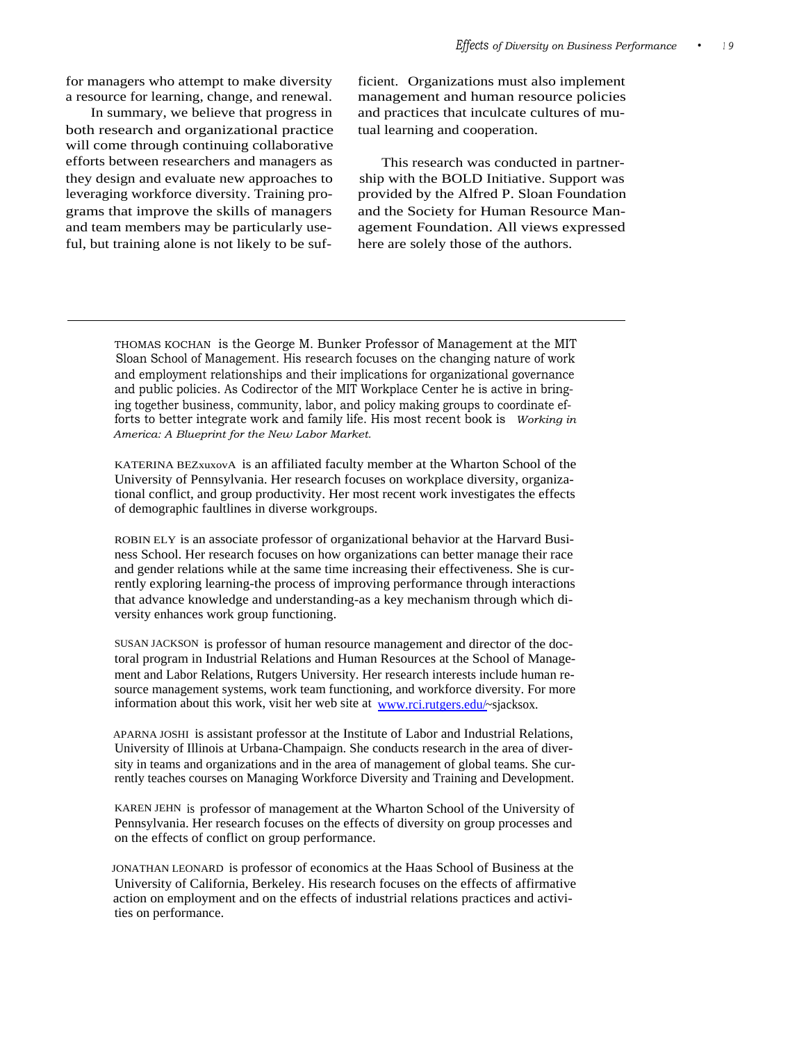for managers who attempt to make diversity a resource for learning, change, and renewal.

In summary, we believe that progress in both research and organizational practice will come through continuing collaborative efforts between researchers and managers as they design and evaluate new approaches to leveraging workforce diversity. Training programs that improve the skills of managers and team members may be particularly useful, but training alone is not likely to be sufficient. Organizations must also implement management and human resource policies and practices that inculcate cultures of mutual learning and cooperation.

This research was conducted in partnership with the BOLD Initiative. Support was provided by the Alfred P. Sloan Foundation and the Society for Human Resource Management Foundation. All views expressed here are solely those of the authors.

---

THOMAS KOCHAN is the George M. Bunker Professor of Management at the MIT Sloan School of Management. His research focuses on the changing nature of work and employment relationships and their implications for organizational governance and public policies. As Codirector of the MIT Workplace Center he is active in bringing together business, community, labor, and policy making groups to coordinate efforts to better integrate work and family life. His most recent book is *Working in America: A Blueprint for the New Labor Market.*

KATERINA BEZxuxovA is an affiliated faculty member at the Wharton School of the University of Pennsylvania. Her research focuses on workplace diversity, organizational conflict, and group productivity. Her most recent work investigates the effects of demographic faultlines in diverse workgroups.

ROBIN ELY is an associate professor of organizational behavior at the Harvard Business School. Her research focuses on how organizations can better manage their race and gender relations while at the same time increasing their effectiveness. She is currently exploring learning-the process of improving performance through interactions that advance knowledge and understanding-as a key mechanism through which diversity enhances work group functioning.

SUSAN JACKSON is professor of human resource management and director of the doctoral program in Industrial Relations and Human Resources at the School of Management and Labor Relations, Rutgers University. Her research interests include human resource management systems, work team functioning, and workforce diversity. For more information about this work, visit her web site at www.rci.rutgers.edu/~sjacksox.

APARNA JOSHI is assistant professor at the Institute of Labor and Industrial Relations, University of Illinois at Urbana-Champaign. She conducts research in the area of diversity in teams and organizations and in the area of management of global teams. She currently teaches courses on Managing Workforce Diversity and Training and Development.

KAREN JEHN is professor of management at the Wharton School of the University of Pennsylvania. Her research focuses on the effects of diversity on group processes and on the effects of conflict on group performance.

JONATHAN LEONARD is professor of economics at the Haas School of Business at the University of California, Berkeley. His research focuses on the effects of affirmative action on employment and on the effects of industrial relations practices and activities on performance.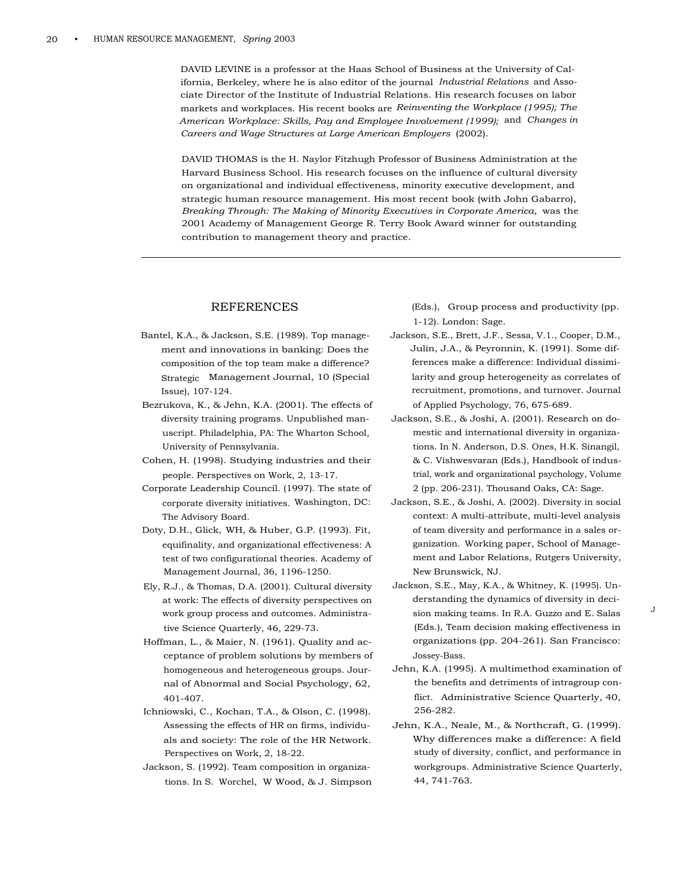DAVID LEVINE is a professor at the Haas School of Business at the University of California, Berkeley, where he is also editor of the journal *Industrial Relations* and Associate Director of the Institute of Industrial Relations. His research focuses on labor markets and workplaces. His recent books are *Reinventing the Workplace (1995); The American Workplace: Skills, Pay and Employee Involvement (1999);* and *Changes in Careers and Wage Structures at Large American Employers* (2002).

DAVID THOMAS is the H. Naylor Fitzhugh Professor of Business Administration at the Harvard Business School. His research focuses on the influence of cultural diversity on organizational and individual effectiveness, minority executive development, and strategic human resource management. His most recent book (with John Gabarro), *Breaking Through: The Making of Minority Executives in Corporate America,* was the 2001 Academy of Management George R. Terry Book Award winner for outstanding contribution to management theory and practice.

---

## REFERENCES

Bantel, K.A., & Jackson, S.E. (1989). Top management and innovations in banking: Does the composition of the top team make a difference? Strategic Management Journal, 10 (Special Issue), 107-124.

Bezrukova, K., & Jehn, K.A. (2001). The effects of diversity training programs. Unpublished manuscript. Philadelphia, PA: The Wharton School, University of Pennsylvania.

Cohen, H. (1998). Studying industries and their people. Perspectives on Work, 2, 13-17.

Corporate Leadership Council. (1997). The state of corporate diversity initiatives. Washington, DC: The Advisory Board.

Doty, D.H., Glick, WH, & Huber, G.P. (1993). Fit, equifinality, and organizational effectiveness: A test of two configurational theories. Academy of Management Journal, 36, 1196-1250.

Ely, R.J., & Thomas, D.A. (2001). Cultural diversity at work: The effects of diversity perspectives on work group process and outcomes. Administrative Science Quarterly, 46, 229-73.

Hoffman, L., & Maier, N. (1961). Quality and acceptance of problem solutions by members of homogeneous and heterogeneous groups. Journal of Abnormal and Social Psychology, 62, 401-407.

Ichniowski, C., Kochan, T.A., & Olson, C. (1998). Assessing the effects of HR on firms, individuals and society: The role of the HR Network. Perspectives on Work, 2, 18-22.

Jackson, S. (1992). Team composition in organizations. In S. Worchel, W Wood, & J. Simpson (Eds.), Group process and productivity (pp. 1-12). London: Sage.

Jackson, S.E., Brett, J.F., Sessa, V.1., Cooper, D.M., Julin, J.A., & Peyronnin, K. (1991). Some differences make a difference: Individual dissimilarity and group heterogeneity as correlates of recruitment, promotions, and turnover. Journal of Applied Psychology, 76, 675-689.

Jackson, S.E., & Joshi, A. (2001). Research on domestic and international diversity in organizations. In N. Anderson, D.S. Ones, H.K. Sinangil, & C. Vishwesvaran (Eds.), Handbook of industrial, work and organizational psychology, Volume 2 (pp. 206-231). Thousand Oaks, CA: Sage.

Jackson, S.E., & Joshi, A. (2002). Diversity in social context: A multi-attribute, multi-level analysis of team diversity and performance in a sales organization. Working paper, School of Management and Labor Relations, Rutgers University, New Brunswick, NJ.

Jackson, S.E., May, K.A., & Whitney, K. (1995). Understanding the dynamics of diversity in decision making teams. In R.A. Guzzo and E. Salas (Eds.), Team decision making effectiveness in organizations (pp. 204-261). San Francisco: Jossey-Bass.

Jehn, K.A. (1995). A multimethod examination of the benefits and detriments of intragroup conflict. Administrative Science Quarterly, 40, 256-282.

Jehn, K.A., Neale, M., & Northcraft, G. (1999). Why differences make a difference: A field study of diversity, conflict, and performance in workgroups. Administrative Science Quarterly, 44, 741-763.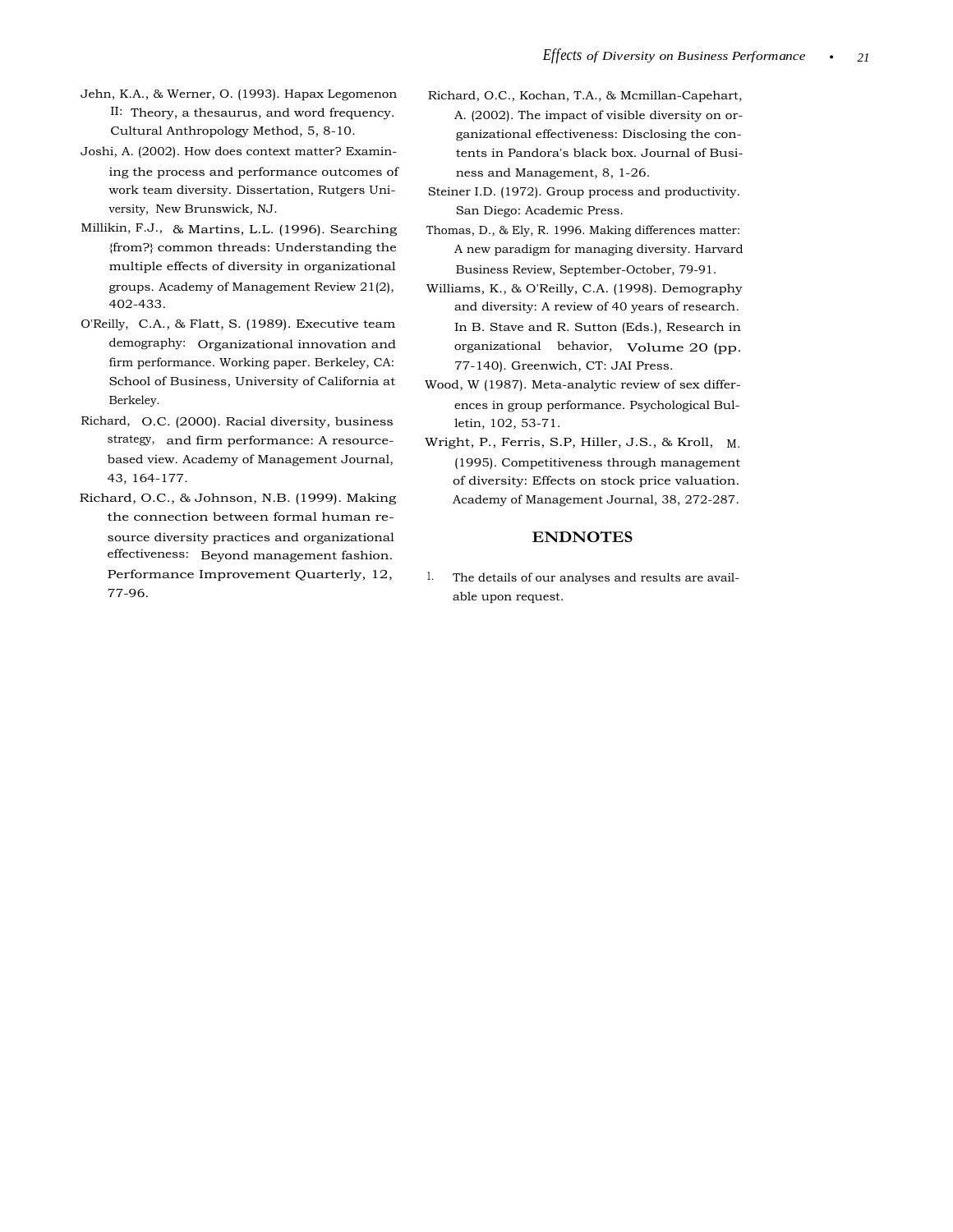Jehn, K.A., & Werner, O. (1993). Hapax Legomenon II: Theory, a thesaurus, and word frequency. Cultural Anthropology Method, 5, 8-10.

Joshi, A. (2002). How does context matter? Examining the process and performance outcomes of work team diversity. Dissertation, Rutgers University, New Brunswick, NJ.

Millikin, F.J., & Martins, L.L. (1996). Searching {from?} common threads: Understanding the multiple effects of diversity in organizational groups. Academy of Management Review 21(2), 402-433.

O'Reilly, C.A., & Flatt, S. (1989). Executive team demography: Organizational innovation and firm performance. Working paper. Berkeley, CA: School of Business, University of California at Berkeley.

Richard, O.C. (2000). Racial diversity, business strategy, and firm performance: A resource-based view. Academy of Management Journal, 43, 164-177.

Richard, O.C., & Johnson, N.B. (1999). Making the connection between formal human resource diversity practices and organizational effectiveness: Beyond management fashion. Performance Improvement Quarterly, 12, 77-96.

Richard, O.C., Kochan, T.A., & Mcmillan-Capehart, A. (2002). The impact of visible diversity on organizational effectiveness: Disclosing the contents in Pandora's black box. Journal of Business and Management, 8, 1-26.

Steiner I.D. (1972). Group process and productivity. San Diego: Academic Press.

Thomas, D., & Ely, R. 1996. Making differences matter: A new paradigm for managing diversity. Harvard Business Review, September-October, 79-91.

Williams, K., & O'Reilly, C.A. (1998). Demography and diversity: A review of 40 years of research. In B. Stave and R. Sutton (Eds.), Research in organizational behavior, Volume 20 (pp. 77-140). Greenwich, CT: JAI Press.

Wood, W (1987). Meta-analytic review of sex differences in group performance. Psychological Bulletin, 102, 53-71.

Wright, P., Ferris, S.P, Hiller, J.S., & Kroll, M. (1995). Competitiveness through management of diversity: Effects on stock price valuation. Academy of Management Journal, 38, 272-287.

## ENDNOTES

1. The details of our analyses and results are available upon request.